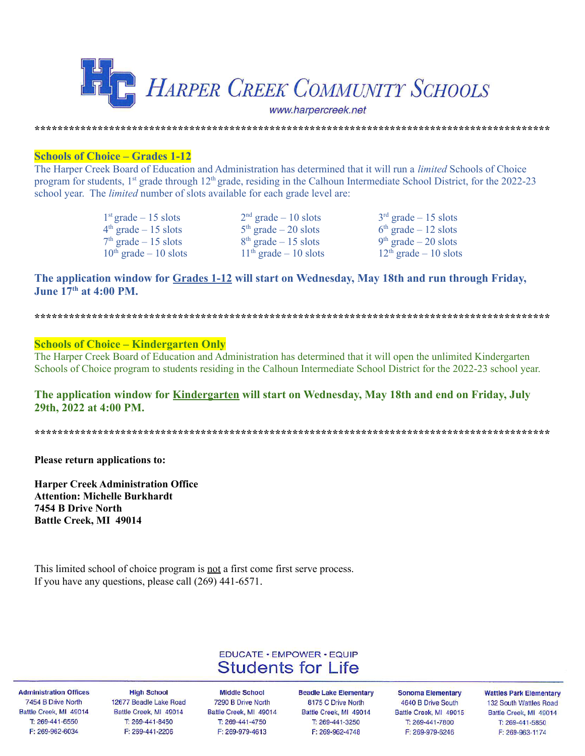# Harper Creek Community Schools

www.harpercreek.net

*******************************************************************************************

## Schools of Choice – Grades 1-12

The Harper Creek Board of Education and Administration has determined that it will run a *limited* Schools of Choice program for students, 1st grade through 12th grade, residing in the Calhoun Intermediate School District, for the 2022-23 school year. The *limited* number of slots available for each grade level are:

| | | |
|---|---|---|
| 1st grade – 15 slots | 2nd grade – 10 slots | 3rd grade – 15 slots |
| 4th grade – 15 slots | 5th grade – 20 slots | 6th grade – 12 slots |
| 7th grade – 15 slots | 8th grade – 15 slots | 9th grade – 20 slots |
| 10th grade – 10 slots | 11th grade – 10 slots | 12th grade – 10 slots |

**The application window for Grades 1-12 will start on Wednesday, May 18th and run through Friday, June 17th at 4:00 PM.**

*******************************************************************************************

## Schools of Choice – Kindergarten Only

The Harper Creek Board of Education and Administration has determined that it will open the unlimited Kindergarten Schools of Choice program to students residing in the Calhoun Intermediate School District for the 2022-23 school year.

**The application window for Kindergarten will start on Wednesday, May 18th and end on Friday, July 29th, 2022 at 4:00 PM.**

*******************************************************************************************

**Please return applications to:**

**Harper Creek Administration Office**
**Attention: Michelle Burkhardt**
**7454 B Drive North**
**Battle Creek, MI 49014**

This limited school of choice program is not a first come first serve process.
If you have any questions, please call (269) 441-6571.

EDUCATE • EMPOWER • EQUIP
Students for Life

| Administration Offices | High School | Middle School | Beadle Lake Elementary | Sonoma Elementary | Wattles Park Elementary |
|---|---|---|---|---|---|
| 7454 B Drive North | 12677 Beadle Lake Road | 7290 B Drive North | 8175 C Drive North | 4640 B Drive South | 132 South Wattles Road |
| Battle Creek, MI 49014 | Battle Creek, MI 49014 | Battle Creek, MI 49014 | Battle Creek, MI 49014 | Battle Creek, MI 49015 | Battle Creek, MI 49014 |
| T: 269-441-6550 | T: 269-441-8450 | T: 269-441-4750 | T: 269-441-3250 | T: 269-441-7800 | T: 269-441-5850 |
| F: 269-962-6034 | F: 269-441-2206 | F: 269-979-4613 | F: 269-962-4748 | F: 269-979-6246 | F: 269-963-1174 |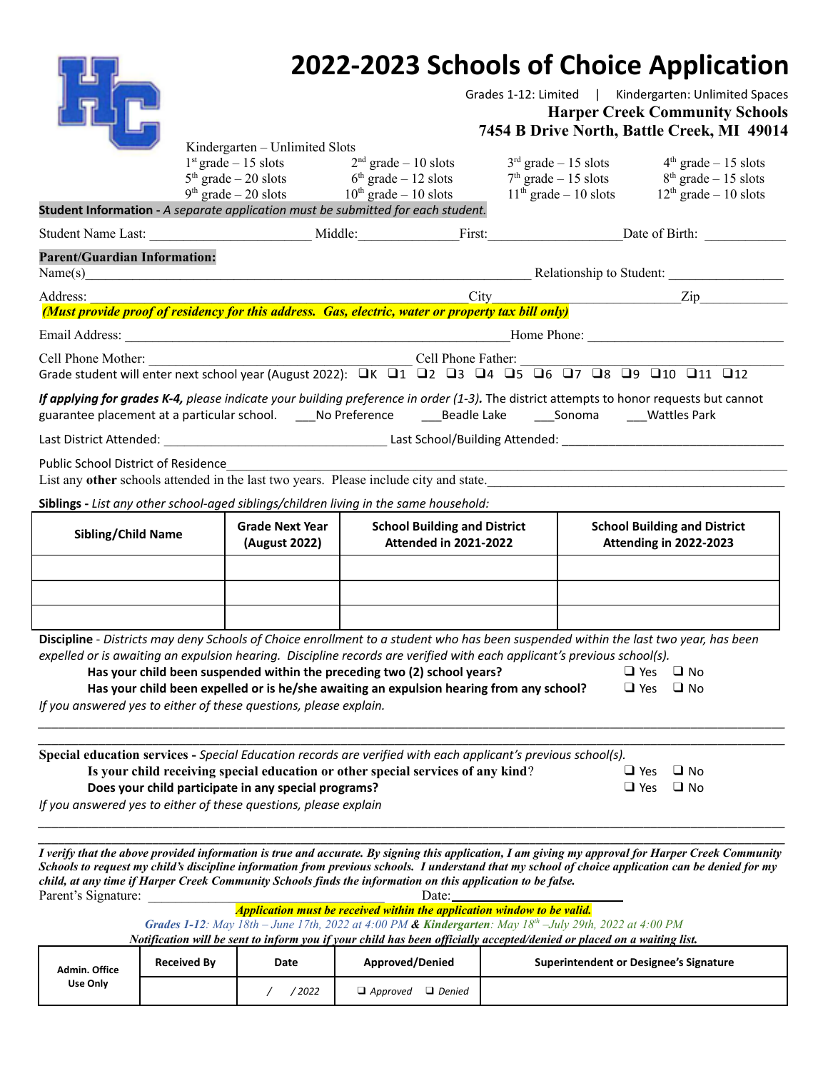# 2022-2023 Schools of Choice Application

Grades 1-12: Limited | Kindergarten: Unlimited Spaces

**Harper Creek Community Schools**
**7454 B Drive North, Battle Creek, MI 49014**

Kindergarten – Unlimited Slots

| | | | |
|---|---|---|---|
| 1st grade – 15 slots | 2nd grade – 10 slots | 3rd grade – 15 slots | 4th grade – 15 slots |
| 5th grade – 20 slots | 6th grade – 12 slots | 7th grade – 15 slots | 8th grade – 15 slots |
| 9th grade – 20 slots | 10th grade – 10 slots | 11th grade – 10 slots | 12th grade – 10 slots |

**Student Information** - *A separate application must be submitted for each student.*

Student Name Last: ______________________ Middle:______________ First:__________________ Date of Birth: ____________

**Parent/Guardian Information:**

Name(s)____________________________________________________________ Relationship to Student: _________________

Address: ____________________________________________________ City__________________________ Zip_____________

***(Must provide proof of residency for this address. Gas, electric, water or property tax bill only)***

Email Address: _____________________________________________________ Home Phone: ___________________________

Cell Phone Mother: ____________________________________ Cell Phone Father: ___________________________________

Grade student will enter next school year (August 2022): ❑K ❑1 ❑2 ❑3 ❑4 ❑5 ❑6 ❑7 ❑8 ❑9 ❑10 ❑11 ❑12

***If applying for grades K-4,*** *please indicate your building preference in order (1-3).* The district attempts to honor requests but cannot guarantee placement at a particular school. ___No Preference ___Beadle Lake ___Sonoma ___Wattles Park

Last District Attended: _______________________________ Last School/Building Attended: _______________________________

Public School District of Residence_______________________________________________________________________________

List any **other** schools attended in the last two years. Please include city and state.___________________________________________

**Siblings** - *List any other school-aged siblings/children living in the same household:*

| Sibling/Child Name | Grade Next Year (August 2022) | School Building and District Attended in 2021-2022 | School Building and District Attending in 2022-2023 |
|---|---|---|---|
| | | | |
| | | | |
| | | | |

**Discipline** - *Districts may deny Schools of Choice enrollment to a student who has been suspended within the last two year, has been expelled or is awaiting an expulsion hearing. Discipline records are verified with each applicant's previous school(s).*

**Has your child been suspended within the preceding two (2) school years?** ❑ Yes ❑ No

**Has your child been expelled or is he/she awaiting an expulsion hearing from any school?** ❑ Yes ❑ No

*If you answered yes to either of these questions, please explain.*

_____________________________________________________________________________________________________

_____________________________________________________________________________________________________

**Special education services** - *Special Education records are verified with each applicant's previous school(s).*

**Is your child receiving special education or other special services of any kind**? ❑ Yes ❑ No

**Does your child participate in any special programs?** ❑ Yes ❑ No

*If you answered yes to either of these questions, please explain*

_____________________________________________________________________________________________________

_____________________________________________________________________________________________________

***I verify that the above provided information is true and accurate. By signing this application, I am giving my approval for Harper Creek Community Schools to request my child's discipline information from previous schools. I understand that my school of choice application can be denied for my child, at any time if Harper Creek Community Schools finds the information on this application to be false.***

Parent's Signature: ________________________________ Date:__________________________

***Application must be received within the application window to be valid.***

***Grades 1-12****: May 18th – June 17th, 2022 at 4:00 PM* **&** ***Kindergarten****: May 18th –July 29th, 2022 at 4:00 PM*

***Notification will be sent to inform you if your child has been officially accepted/denied or placed on a waiting list.***

| Admin. Office Use Only | Received By | Date | Approved/Denied | Superintendent or Designee's Signature |
|---|---|---|---|---|
| | | / /2022 | ❑ *Approved* ❑ *Denied* | |